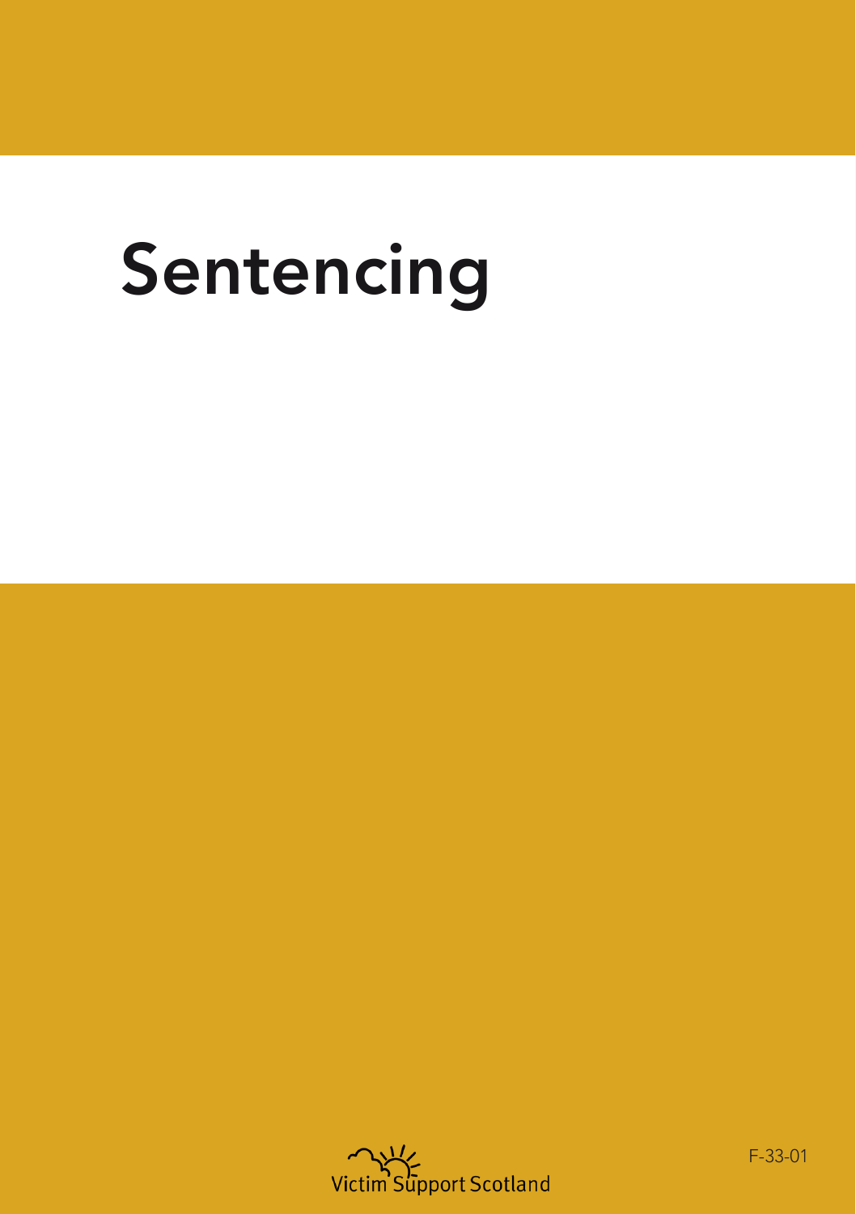# Sentencing

Victim Support Scotland

F-33-01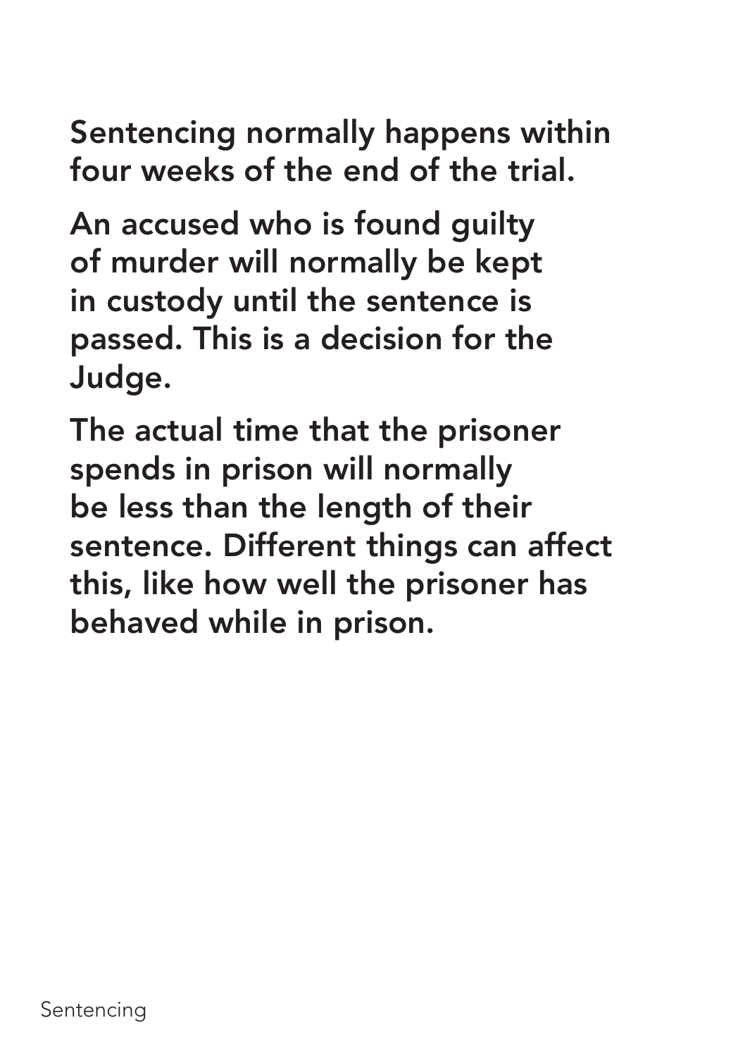Sentencing normally happens within four weeks of the end of the trial.

An accused who is found guilty of murder will normally be kept in custody until the sentence is passed. This is a decision for the Judge.

The actual time that the prisoner spends in prison will normally be less than the length of their sentence. Different things can affect this, like how well the prisoner has behaved while in prison.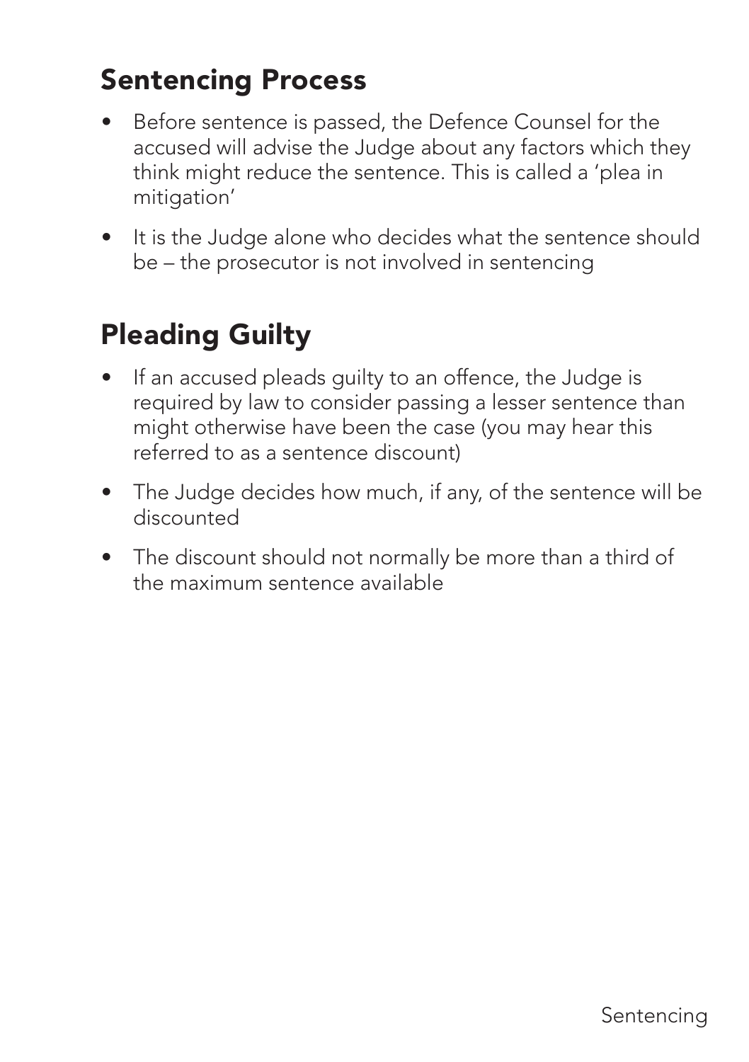## Sentencing Process

- Before sentence is passed, the Defence Counsel for the accused will advise the Judge about any factors which they think might reduce the sentence. This is called a 'plea in mitigation'
- It is the Judge alone who decides what the sentence should be – the prosecutor is not involved in sentencing

## Pleading Guilty

- If an accused pleads guilty to an offence, the Judge is required by law to consider passing a lesser sentence than might otherwise have been the case (you may hear this referred to as a sentence discount)
- The Judge decides how much, if any, of the sentence will be discounted
- The discount should not normally be more than a third of the maximum sentence available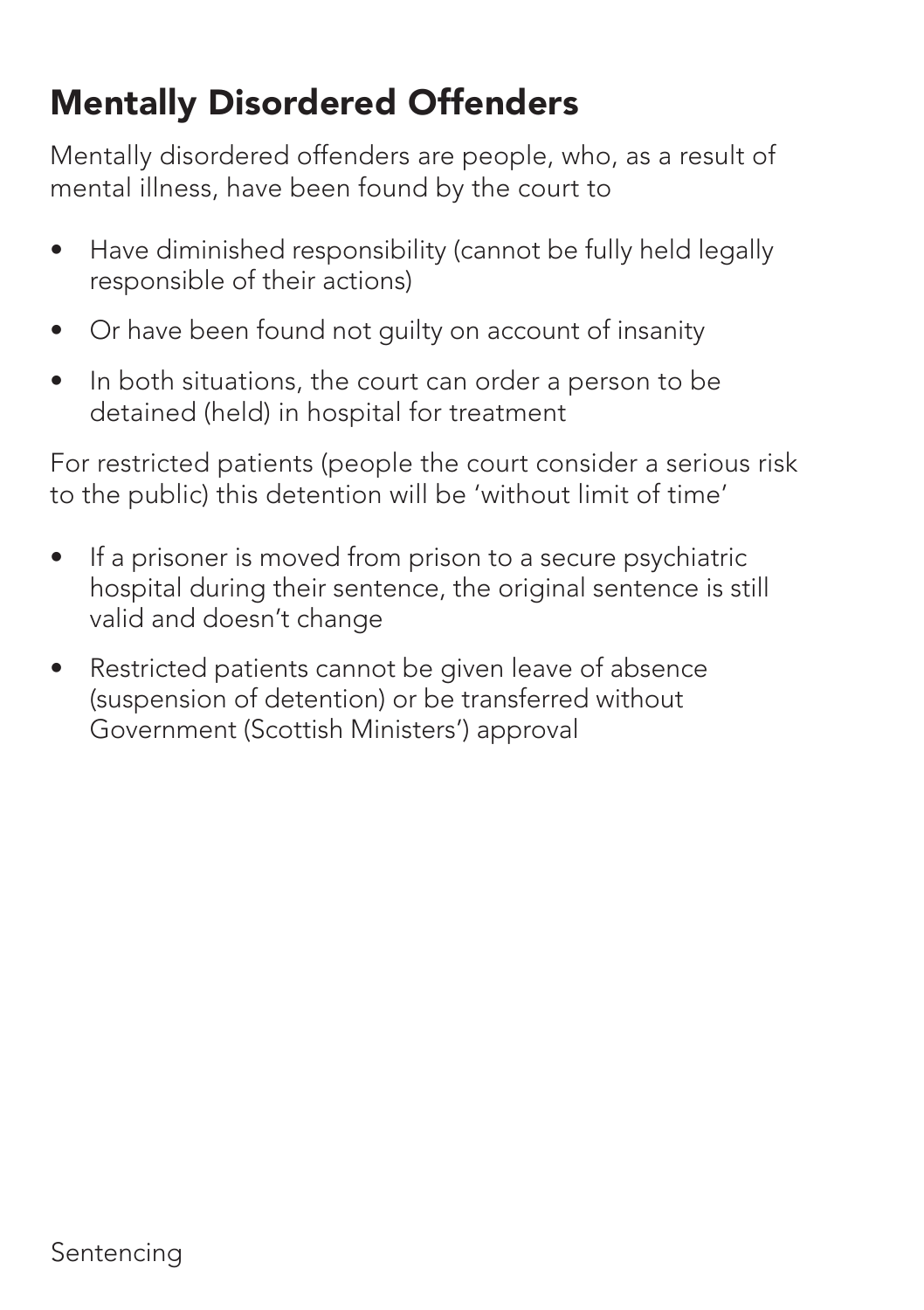## Mentally Disordered Offenders

Mentally disordered offenders are people, who, as a result of mental illness, have been found by the court to

- Have diminished responsibility (cannot be fully held legally responsible of their actions)
- Or have been found not guilty on account of insanity
- In both situations, the court can order a person to be detained (held) in hospital for treatment

For restricted patients (people the court consider a serious risk to the public) this detention will be 'without limit of time'

- If a prisoner is moved from prison to a secure psychiatric hospital during their sentence, the original sentence is still valid and doesn't change
- Restricted patients cannot be given leave of absence (suspension of detention) or be transferred without Government (Scottish Ministers') approval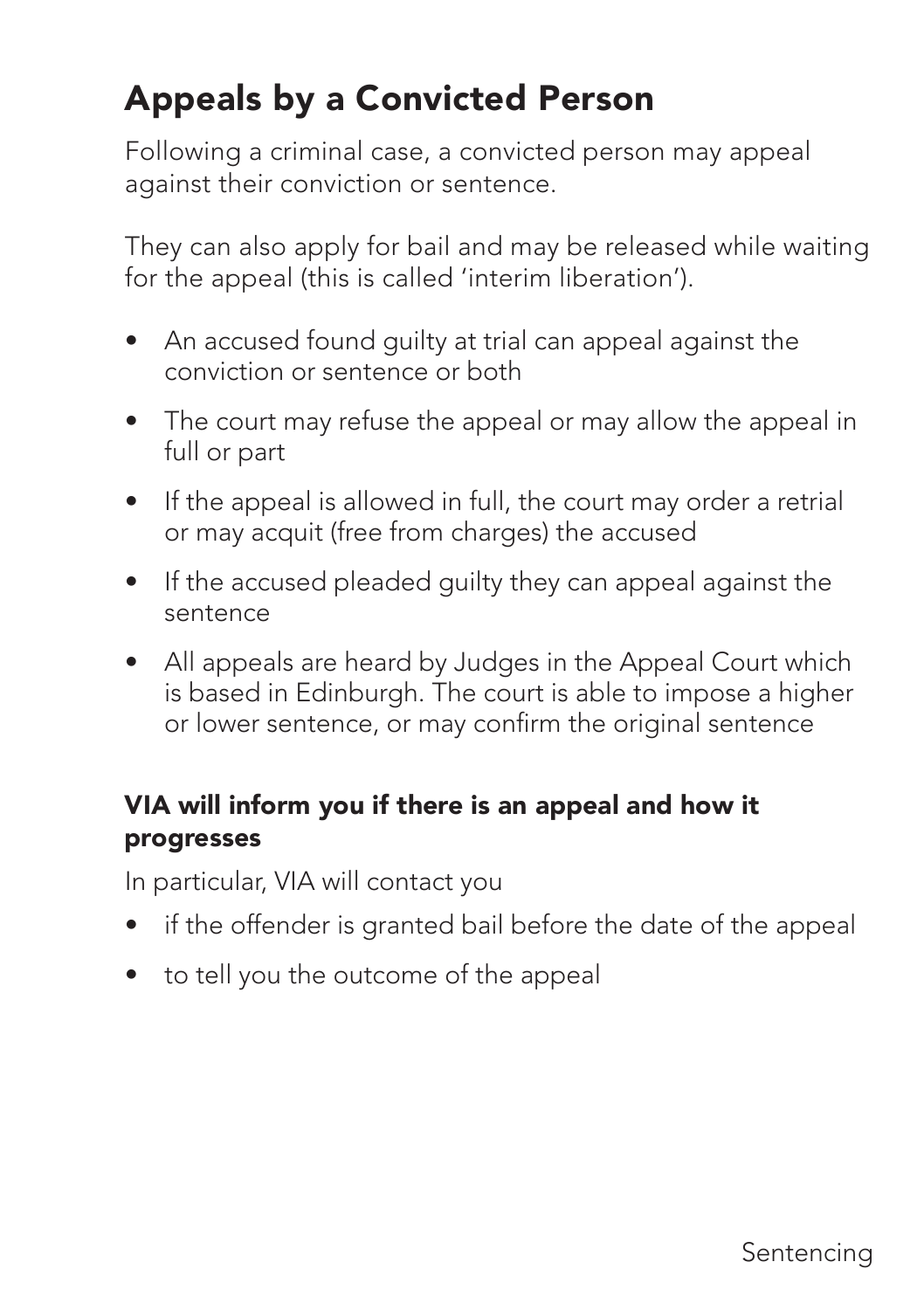# Appeals by a Convicted Person

Following a criminal case, a convicted person may appeal against their conviction or sentence.

They can also apply for bail and may be released while waiting for the appeal (this is called 'interim liberation').

- An accused found guilty at trial can appeal against the conviction or sentence or both
- The court may refuse the appeal or may allow the appeal in full or part
- If the appeal is allowed in full, the court may order a retrial or may acquit (free from charges) the accused
- If the accused pleaded guilty they can appeal against the sentence
- All appeals are heard by Judges in the Appeal Court which is based in Edinburgh. The court is able to impose a higher or lower sentence, or may confirm the original sentence

### VIA will inform you if there is an appeal and how it progresses

In particular, VIA will contact you

- if the offender is granted bail before the date of the appeal
- to tell you the outcome of the appeal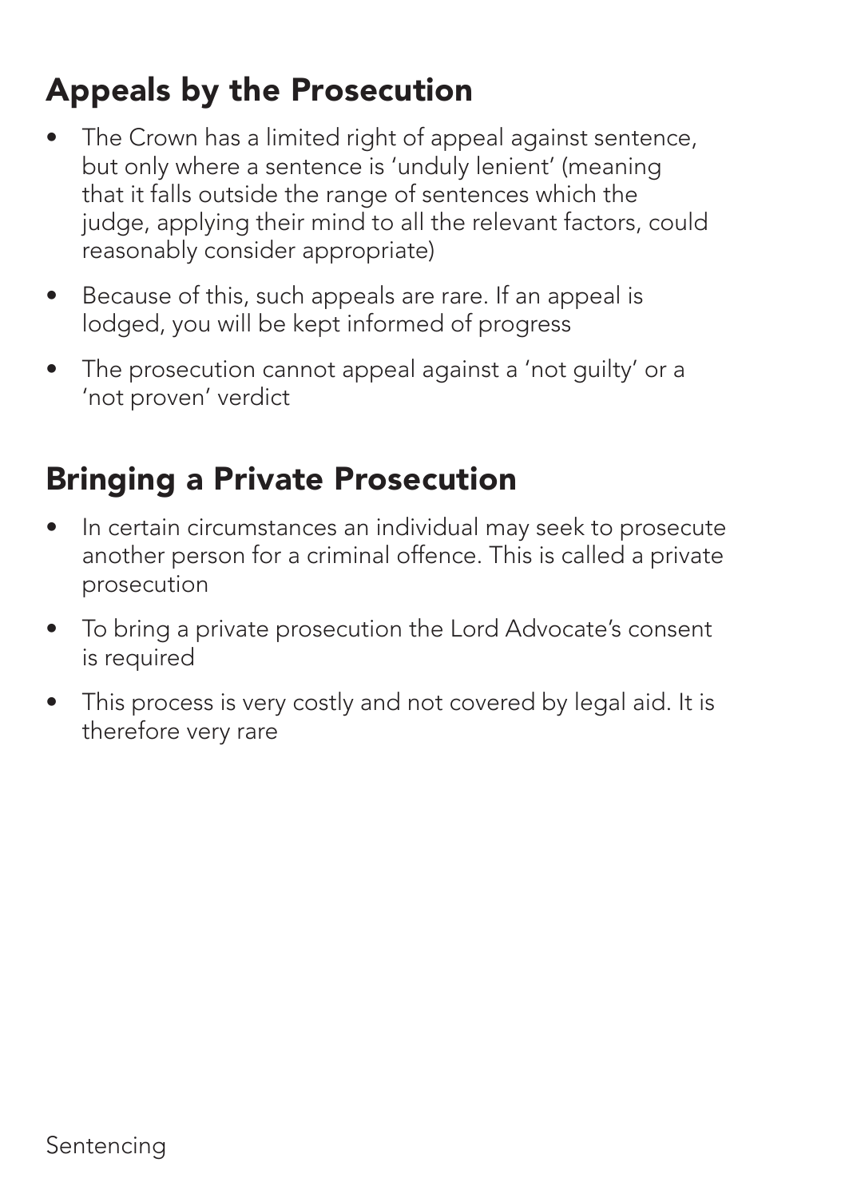## Appeals by the Prosecution

- The Crown has a limited right of appeal against sentence, but only where a sentence is 'unduly lenient' (meaning that it falls outside the range of sentences which the judge, applying their mind to all the relevant factors, could reasonably consider appropriate)
- Because of this, such appeals are rare. If an appeal is lodged, you will be kept informed of progress
- The prosecution cannot appeal against a 'not guilty' or a 'not proven' verdict

## Bringing a Private Prosecution

- In certain circumstances an individual may seek to prosecute another person for a criminal offence. This is called a private prosecution
- To bring a private prosecution the Lord Advocate's consent is required
- This process is very costly and not covered by legal aid. It is therefore very rare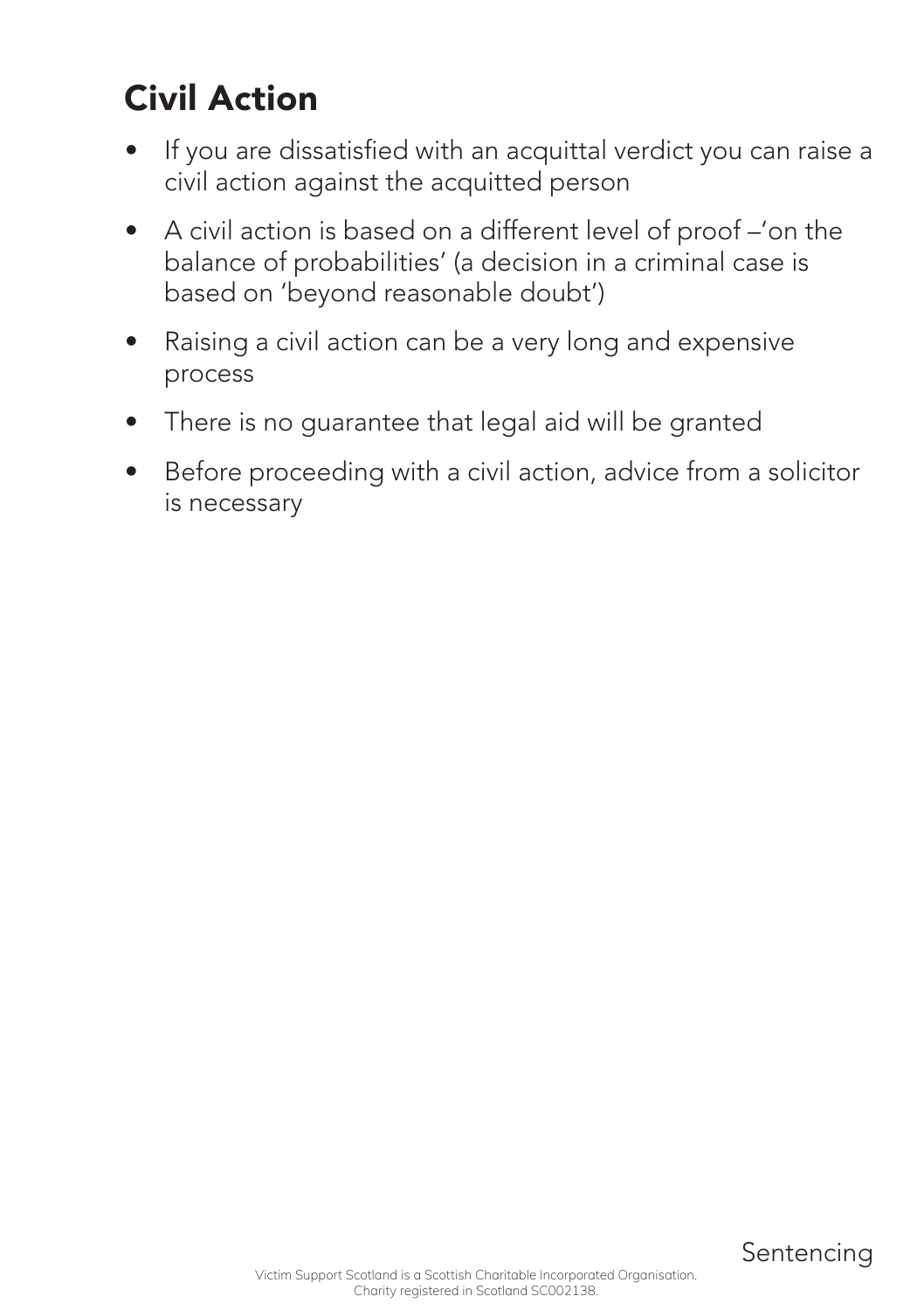## Civil Action

- If you are dissatisfied with an acquittal verdict you can raise a civil action against the acquitted person
- A civil action is based on a different level of proof –'on the balance of probabilities' (a decision in a criminal case is based on 'beyond reasonable doubt')
- Raising a civil action can be a very long and expensive process
- There is no guarantee that legal aid will be granted
- Before proceeding with a civil action, advice from a solicitor is necessary